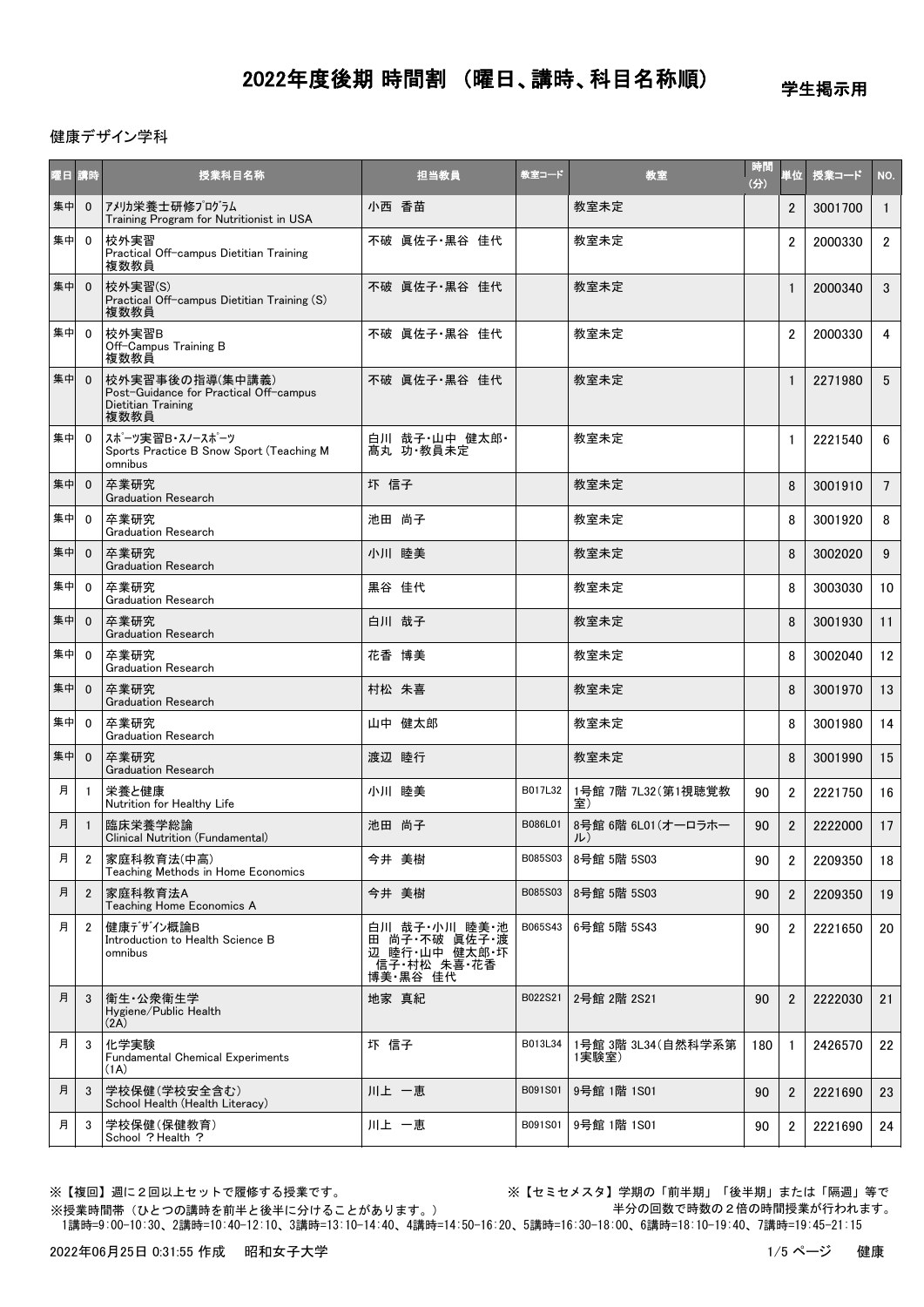# 2022年度後期 時間割 （曜日、講時、科目名称順）

学生掲示用

健康デザイン学科

| 曜日 | 講時 | 授業科目名称 | 担当教員 | 教室コード | 教室 | 時間(分) | 単位 | 授業コード | NO. |
|---|---|---|---|---|---|---|---|---|---|
| 集中 | 0 | ｱﾒﾘｶ栄養士研修ﾌﾟﾛｸﾞﾗﾑ Training Program for Nutritionist in USA | 小西 香苗 | | 教室未定 | | 2 | 3001700 | 1 |
| 集中 | 0 | 校外実習 Practical Off-campus Dietitian Training 複数教員 | 不破 眞佐子・黒谷 佳代 | | 教室未定 | | 2 | 2000330 | 2 |
| 集中 | 0 | 校外実習(S) Practical Off-campus Dietitian Training (S) 複数教員 | 不破 眞佐子・黒谷 佳代 | | 教室未定 | | 1 | 2000340 | 3 |
| 集中 | 0 | 校外実習B Off-Campus Training B 複数教員 | 不破 眞佐子・黒谷 佳代 | | 教室未定 | | 2 | 2000330 | 4 |
| 集中 | 0 | 校外実習事後の指導(集中講義) Post-Guidance for Practical Off-campus Dietitian Training 複数教員 | 不破 眞佐子・黒谷 佳代 | | 教室未定 | | 1 | 2271980 | 5 |
| 集中 | 0 | ｽﾎﾟｰﾂ実習B・ｽﾉｰｽﾎﾟｰﾂ Sports Practice B Snow Sport (Teaching M omnibus | 白川 哉子・山中 健太郎・髙丸 功・教員未定 | | 教室未定 | | 1 | 2221540 | 6 |
| 集中 | 0 | 卒業研究 Graduation Research | 圷 信子 | | 教室未定 | | 8 | 3001910 | 7 |
| 集中 | 0 | 卒業研究 Graduation Research | 池田 尚子 | | 教室未定 | | 8 | 3001920 | 8 |
| 集中 | 0 | 卒業研究 Graduation Research | 小川 睦美 | | 教室未定 | | 8 | 3002020 | 9 |
| 集中 | 0 | 卒業研究 Graduation Research | 黒谷 佳代 | | 教室未定 | | 8 | 3003030 | 10 |
| 集中 | 0 | 卒業研究 Graduation Research | 白川 哉子 | | 教室未定 | | 8 | 3001930 | 11 |
| 集中 | 0 | 卒業研究 Graduation Research | 花香 博美 | | 教室未定 | | 8 | 3002040 | 12 |
| 集中 | 0 | 卒業研究 Graduation Research | 村松 朱喜 | | 教室未定 | | 8 | 3001970 | 13 |
| 集中 | 0 | 卒業研究 Graduation Research | 山中 健太郎 | | 教室未定 | | 8 | 3001980 | 14 |
| 集中 | 0 | 卒業研究 Graduation Research | 渡辺 睦行 | | 教室未定 | | 8 | 3001990 | 15 |
| 月 | 1 | 栄養と健康 Nutrition for Healthy Life | 小川 睦美 | B017L32 | 1号館 7階 7L32(第1視聴覚教室) | 90 | 2 | 2221750 | 16 |
| 月 | 1 | 臨床栄養学総論 Clinical Nutrition (Fundamental) | 池田 尚子 | B086L01 | 8号館 6階 6L01(オーロラホール) | 90 | 2 | 2222000 | 17 |
| 月 | 2 | 家庭科教育法(中高) Teaching Methods in Home Economics | 今井 美樹 | B085S03 | 8号館 5階 5S03 | 90 | 2 | 2209350 | 18 |
| 月 | 2 | 家庭科教育法A Teaching Home Economics A | 今井 美樹 | B085S03 | 8号館 5階 5S03 | 90 | 2 | 2209350 | 19 |
| 月 | 2 | 健康ﾃﾞｻﾞｲﾝ概論B Introduction to Health Science B omnibus | 白川 哉子・小川 睦美・池田 尚子・不破 眞佐子・渡辺 睦行・山中 健太郎・圷 信子・村松 朱喜・花香 博美・黒谷 佳代 | B065S43 | 6号館 5階 5S43 | 90 | 2 | 2221650 | 20 |
| 月 | 3 | 衛生・公衆衛生学 Hygiene/Public Health (2A) | 地家 真紀 | B022S21 | 2号館 2階 2S21 | 90 | 2 | 2222030 | 21 |
| 月 | 3 | 化学実験 Fundamental Chemical Experiments (1A) | 圷 信子 | B013L34 | 1号館 3階 3L34(自然科学系第1実験室) | 180 | 1 | 2426570 | 22 |
| 月 | 3 | 学校保健(学校安全含む) School Health (Health Literacy) | 川上 一恵 | B091S01 | 9号館 1階 1S01 | 90 | 2 | 2221690 | 23 |
| 月 | 3 | 学校保健(保健教育) School ？Health ？ | 川上 一恵 | B091S01 | 9号館 1階 1S01 | 90 | 2 | 2221690 | 24 |

※【複回】週に２回以上セットで履修する授業です。

※【セミセメスタ】学期の「前半期」「後半期」または「隔週」等で半分の回数で時数の２倍の時間授業が行われます。

※授業時間帯（ひとつの講時を前半と後半に分けることがあります。）
1講時=9:00-10:30、2講時=10:40-12:10、3講時=13:10-14:40、4講時=14:50-16:20、5講時=16:30-18:00、6講時=18:10-19:40、7講時=19:45-21:15

2022年06月25日 0:31:55 作成　昭和女子大学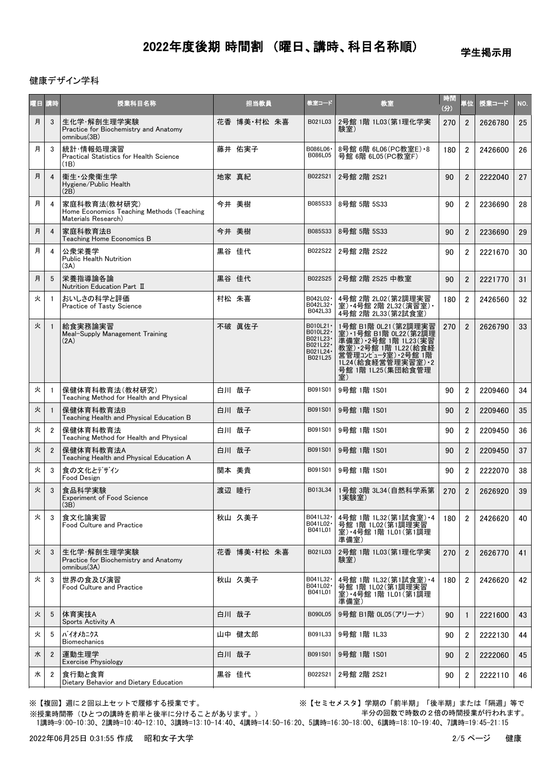# 2022年度後期 時間割 （曜日、講時、科目名称順）

学生掲示用

健康デザイン学科

| 曜日 | 講時 | 授業科目名称 | 担当教員 | 教室コード | 教室 | 時間(分) | 単位 | 授業コード | NO. |
|---|---|---|---|---|---|---|---|---|---|
| 月 | 3 | 生化学･解剖生理学実験<br>Practice for Biochemistry and Anatomy<br>omnibus(3B) | 花香 博美･村松 朱喜 | B021L03 | 2号館 1階 1L03(第1理化学実験室) | 270 | 2 | 2626780 | 25 |
| 月 | 3 | 統計･情報処理演習<br>Practical Statistics for Health Science<br>(1B) | 藤井 佑実子 | B086L06･B086L05 | 8号館 6階 6L06(PC教室E)･8号館 6階 6L05(PC教室F) | 180 | 2 | 2426600 | 26 |
| 月 | 4 | 衛生･公衆衛生学<br>Hygiene/Public Health<br>(2B) | 地家 真紀 | B022S21 | 2号館 2階 2S21 | 90 | 2 | 2222040 | 27 |
| 月 | 4 | 家庭科教育法(教材研究)<br>Home Economics Teaching Methods (Teaching Materials Research) | 今井 美樹 | B085S33 | 8号館 5階 5S33 | 90 | 2 | 2236690 | 28 |
| 月 | 4 | 家庭科教育法B<br>Teaching Home Economics B | 今井 美樹 | B085S33 | 8号館 5階 5S33 | 90 | 2 | 2236690 | 29 |
| 月 | 4 | 公衆栄養学<br>Public Health Nutrition<br>(3A) | 黒谷 佳代 | B022S22 | 2号館 2階 2S22 | 90 | 2 | 2221670 | 30 |
| 月 | 5 | 栄養指導論各論<br>Nutrition Education Part Ⅱ | 黒谷 佳代 | B022S25 | 2号館 2階 2S25 中教室 | 90 | 2 | 2221770 | 31 |
| 火 | 1 | おいしさの科学と評価<br>Practice of Tasty Science | 村松 朱喜 | B042L02･B042L32･B042L33 | 4号館 2階 2L02(第2調理実習室)･4号館 2階 2L32(演習室)･4号館 2階 2L33(第2試食室) | 180 | 2 | 2426560 | 32 |
| 火 | 1 | 給食実務論実習<br>Meal-Supply Management Training<br>(2A) | 不破 眞佐子 | B010L21･B010L22･B021L23･B021L22･B021L24･B021L25 | 1号館 B1階 0L21(第2調理実習室)･1号館 B1階 0L22(第2調理準備室)･2号館 1階 1L23(実習教室)･2号館 1階 1L22(給食経営管理ｺﾝﾋﾟｭｰﾀ室)･2号館 1階 1L24(給食経営管理実習室)･2号館 1階 1L25(集団給食管理室) | 270 | 2 | 2626790 | 33 |
| 火 | 1 | 保健体育科教育法(教材研究)<br>Teaching Method for Health and Physical | 白川 哉子 | B091S01 | 9号館 1階 1S01 | 90 | 2 | 2209460 | 34 |
| 火 | 1 | 保健体育科教育法B<br>Teaching Health and Physical Education B | 白川 哉子 | B091S01 | 9号館 1階 1S01 | 90 | 2 | 2209460 | 35 |
| 火 | 2 | 保健体育科教育法<br>Teaching Method for Health and Physical | 白川 哉子 | B091S01 | 9号館 1階 1S01 | 90 | 2 | 2209450 | 36 |
| 火 | 2 | 保健体育科教育法A<br>Teaching Health and Physical Education A | 白川 哉子 | B091S01 | 9号館 1階 1S01 | 90 | 2 | 2209450 | 37 |
| 火 | 3 | 食の文化とﾃﾞｻﾞｲﾝ<br>Food Design | 関本 美貴 | B091S01 | 9号館 1階 1S01 | 90 | 2 | 2222070 | 38 |
| 火 | 3 | 食品科学実験<br>Experiment of Food Science<br>(3B) | 渡辺 睦行 | B013L34 | 1号館 3階 3L34(自然科学系第1実験室) | 270 | 2 | 2626920 | 39 |
| 火 | 3 | 食文化論実習<br>Food Culture and Practice | 秋山 久美子 | B041L32･B041L02･B041L01 | 4号館 1階 1L32(第1試食室)･4号館 1階 1L02(第1調理実習室)･4号館 1階 1L01(第1調理準備室) | 180 | 2 | 2426620 | 40 |
| 火 | 3 | 生化学･解剖生理学実験<br>Practice for Biochemistry and Anatomy<br>omnibus(3A) | 花香 博美･村松 朱喜 | B021L03 | 2号館 1階 1L03(第1理化学実験室) | 270 | 2 | 2626770 | 41 |
| 火 | 3 | 世界の食及び演習<br>Food Culture and Practice | 秋山 久美子 | B041L32･B041L02･B041L01 | 4号館 1階 1L32(第1試食室)･4号館 1階 1L02(第1調理実習室)･4号館 1階 1L01(第1調理準備室) | 180 | 2 | 2426620 | 42 |
| 火 | 5 | 体育実技A<br>Sports Activity A | 白川 哉子 | B090L05 | 9号館 B1階 0L05(アリーナ) | 90 | 1 | 2221600 | 43 |
| 火 | 5 | ﾊﾞｲｵﾒｶﾆｸｽ<br>Biomechanics | 山中 健太郎 | B091L33 | 9号館 1階 1L33 | 90 | 2 | 2222130 | 44 |
| 水 | 2 | 運動生理学<br>Exercise Physiology | 白川 哉子 | B091S01 | 9号館 1階 1S01 | 90 | 2 | 2222060 | 45 |
| 水 | 2 | 食行動と食育<br>Dietary Behavior and Dietary Education | 黒谷 佳代 | B022S21 | 2号館 2階 2S21 | 90 | 2 | 2222110 | 46 |

※【複回】週に２回以上セットで履修する授業です。

※【セミセメスタ】学期の「前半期」「後半期」または「隔週」等で半分の回数で時数の２倍の時間授業が行われます。

※授業時間帯（ひとつの講時を前半と後半に分けることがあります。）

1講時=9:00-10:30、2講時=10:40-12:10、3講時=13:10-14:40、4講時=14:50-16:20、5講時=16:30-18:00、6講時=18:10-19:40、7講時=19:45-21:15

2022年06月25日 0:31:55 作成　昭和女子大学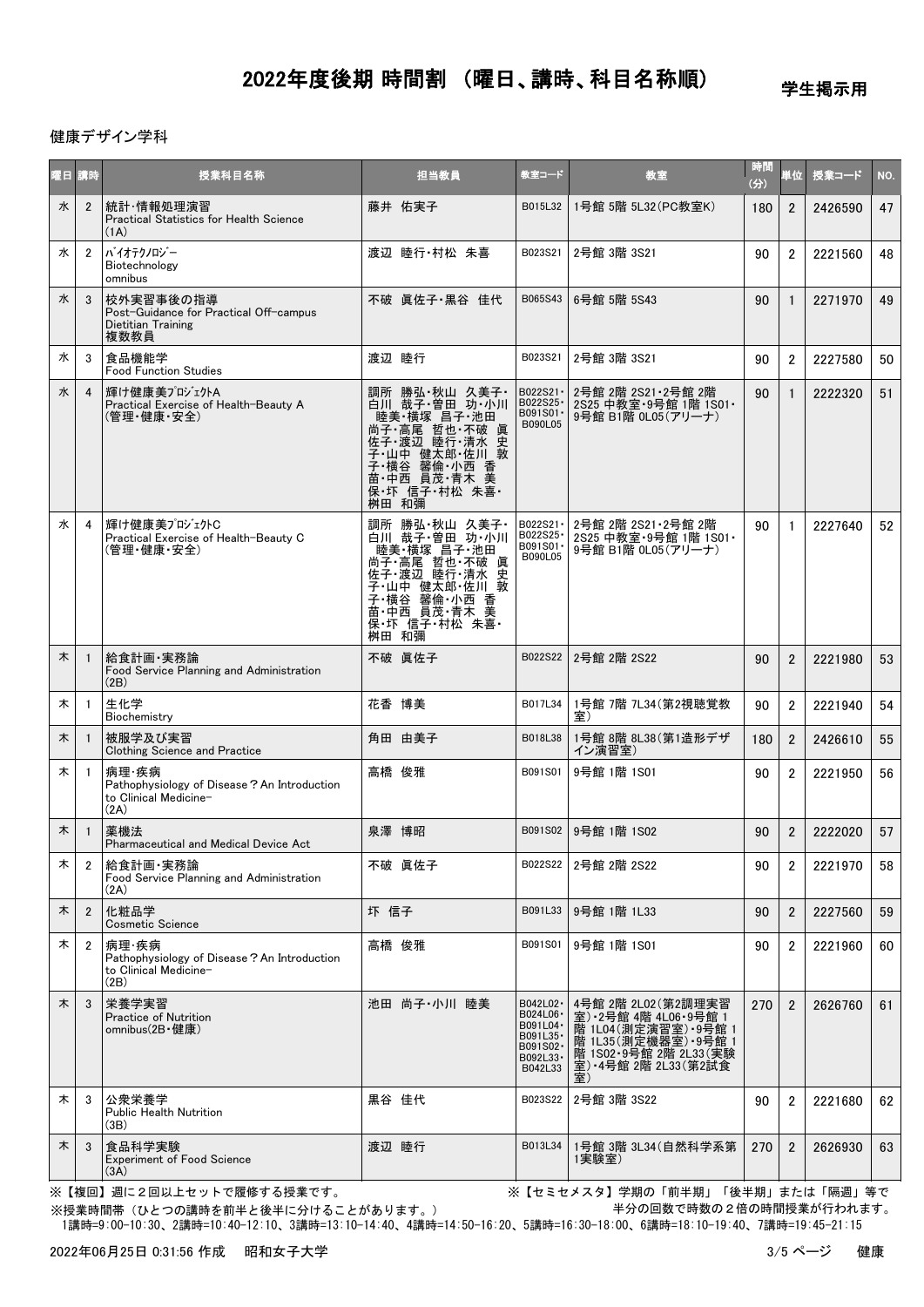# 2022年度後期 時間割 （曜日、講時、科目名称順）

学生掲示用

健康デザイン学科

| 曜日 | 講時 | 授業科目名称 | 担当教員 | 教室コード | 教室 | 時間(分) | 単位 | 授業コード | NO. |
|---|---|---|---|---|---|---|---|---|---|
| 水 | 2 | 統計・情報処理演習 Practical Statistics for Health Science (1A) | 藤井 佑実子 | B015L32 | 1号館 5階 5L32(PC教室K) | 180 | 2 | 2426590 | 47 |
| 水 | 2 | バイオテクノロジー Biotechnology omnibus | 渡辺 睦行・村松 朱喜 | B023S21 | 2号館 3階 3S21 | 90 | 2 | 2221560 | 48 |
| 水 | 3 | 校外実習事後の指導 Post-Guidance for Practical Off-campus Dietitian Training 複数教員 | 不破 眞佐子・黒谷 佳代 | B065S43 | 6号館 5階 5S43 | 90 | 1 | 2271970 | 49 |
| 水 | 3 | 食品機能学 Food Function Studies | 渡辺 睦行 | B023S21 | 2号館 3階 3S21 | 90 | 2 | 2227580 | 50 |
| 水 | 4 | 輝け健康美プロジェクトA Practical Exercise of Health-Beauty A (管理・健康・安全) | 調所 勝弘・秋山 久美子・白川 哉子・曽田 功・小川 睦美・横塚 昌子・池田 尚子・高尾 哲也・不破 眞佐子・渡辺 睦行・清水 史子・山中 健太郎・佐川 敦子・横谷 馨倫・小西 香苗・中西 員茂・青木 美保・圷 信子・村松 朱喜・桝田 和彌 | B022S21・B022S25・B091S01・B090L05 | 2号館 2階 2S21・2号館 2階 2S25 中教室・9号館 1階 1S01・9号館 B1階 0L05(アリーナ) | 90 | 1 | 2222320 | 51 |
| 水 | 4 | 輝け健康美プロジェクトC Practical Exercise of Health-Beauty C (管理・健康・安全) | 調所 勝弘・秋山 久美子・白川 哉子・曽田 功・小川 睦美・横塚 昌子・池田 尚子・高尾 哲也・不破 眞佐子・渡辺 睦行・清水 史子・山中 健太郎・佐川 敦子・横谷 馨倫・小西 香苗・中西 員茂・青木 美保・圷 信子・村松 朱喜・桝田 和彌 | B022S21・B022S25・B091S01・B090L05 | 2号館 2階 2S21・2号館 2階 2S25 中教室・9号館 1階 1S01・9号館 B1階 0L05(アリーナ) | 90 | 1 | 2227640 | 52 |
| 木 | 1 | 給食計画・実務論 Food Service Planning and Administration (2B) | 不破 眞佐子 | B022S22 | 2号館 2階 2S22 | 90 | 2 | 2221980 | 53 |
| 木 | 1 | 生化学 Biochemistry | 花香 博美 | B017L34 | 1号館 7階 7L34(第2視聴覚教室) | 90 | 2 | 2221940 | 54 |
| 木 | 1 | 被服学及び実習 Clothing Science and Practice | 角田 由美子 | B018L38 | 1号館 8階 8L38(第1造形デザイン演習室) | 180 | 2 | 2426610 | 55 |
| 木 | 1 | 病理・疾病 Pathophysiology of Disease?An Introduction to Clinical Medicine- (2A) | 高橋 俊雅 | B091S01 | 9号館 1階 1S01 | 90 | 2 | 2221950 | 56 |
| 木 | 1 | 薬機法 Pharmaceutical and Medical Device Act | 泉澤 博昭 | B091S02 | 9号館 1階 1S02 | 90 | 2 | 2222020 | 57 |
| 木 | 2 | 給食計画・実務論 Food Service Planning and Administration (2A) | 不破 眞佐子 | B022S22 | 2号館 2階 2S22 | 90 | 2 | 2221970 | 58 |
| 木 | 2 | 化粧品学 Cosmetic Science | 圷 信子 | B091L33 | 9号館 1階 1L33 | 90 | 2 | 2227560 | 59 |
| 木 | 2 | 病理・疾病 Pathophysiology of Disease?An Introduction to Clinical Medicine- (2B) | 高橋 俊雅 | B091S01 | 9号館 1階 1S01 | 90 | 2 | 2221960 | 60 |
| 木 | 3 | 栄養学実習 Practice of Nutrition omnibus(2B・健康) | 池田 尚子・小川 睦美 | B042L02・B024L06・B091L04・B091L35・B091S02・B092L33・B042L33 | 4号館 2階 2L02(第2調理実習室)・2号館 4階 4L06・9号館 1階 1L04(測定演習室)・9号館 1階 1L35(測定機器室)・9号館 1階 1S02・9号館 2階 2L33(実験室)・4号館 2階 2L33(第2試食室) | 270 | 2 | 2626760 | 61 |
| 木 | 3 | 公衆栄養学 Public Health Nutrition (3B) | 黒谷 佳代 | B023S22 | 2号館 3階 3S22 | 90 | 2 | 2221680 | 62 |
| 木 | 3 | 食品科学実験 Experiment of Food Science (3A) | 渡辺 睦行 | B013L34 | 1号館 3階 3L34(自然科学系第1実験室) | 270 | 2 | 2626930 | 63 |

※【複回】週に２回以上セットで履修する授業です。

※【セミセメスタ】学期の「前半期」「後半期」または「隔週」等で半分の回数で時数の２倍の時間授業が行われます。

※授業時間帯（ひとつの講時を前半と後半に分けることがあります。）

1講時=9:00-10:30、2講時=10:40-12:10、3講時=13:10-14:40、4講時=14:50-16:20、5講時=16:30-18:00、6講時=18:10-19:40、7講時=19:45-21:15

2022年06月25日 0:31:56 作成　昭和女子大学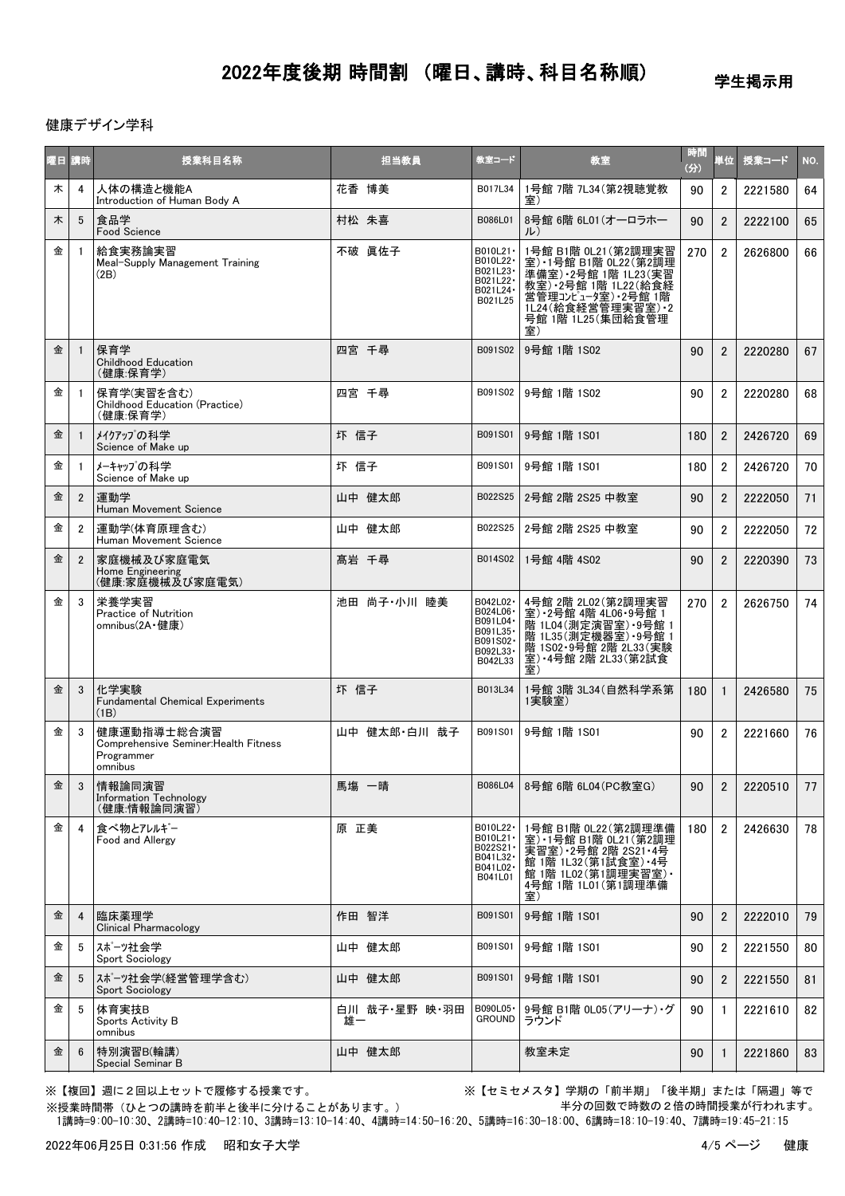# 2022年度後期 時間割 （曜日、講時、科目名称順）

学生掲示用

健康デザイン学科

| 曜日 | 講時 | 授業科目名称 | 担当教員 | 教室コード | 教室 | 時間(分) | 単位 | 授業コード | NO. |
|---|---|---|---|---|---|---|---|---|---|
| 木 | 4 | 人体の構造と機能A<br>Introduction of Human Body A | 花香 博美 | B017L34 | 1号館 7階 7L34(第2視聴覚教室) | 90 | 2 | 2221580 | 64 |
| 木 | 5 | 食品学<br>Food Science | 村松 朱喜 | B086L01 | 8号館 6階 6L01(オーロラホール) | 90 | 2 | 2222100 | 65 |
| 金 | 1 | 給食実務論実習<br>Meal-Supply Management Training<br>(2B) | 不破 眞佐子 | B010L21・B010L22・B021L23・B021L22・B021L24・B021L25 | 1号館 B1階 0L21(第2調理実習室)・1号館 B1階 0L22(第2調理準備室)・2号館 1階 1L23(実習教室)・2号館 1階 1L22(給食経営管理ｺﾝﾋﾟｭｰﾀ室)・2号館 1階 1L24(給食経営管理実習室)・2号館 1階 1L25(集団給食管理室) | 270 | 2 | 2626800 | 66 |
| 金 | 1 | 保育学<br>Childhood Education<br>(健康:保育学) | 四宮 千尋 | B091S02 | 9号館 1階 1S02 | 90 | 2 | 2220280 | 67 |
| 金 | 1 | 保育学(実習を含む)<br>Childhood Education (Practice)<br>(健康:保育学) | 四宮 千尋 | B091S02 | 9号館 1階 1S02 | 90 | 2 | 2220280 | 68 |
| 金 | 1 | ﾒｲｸｱｯﾌﾟの科学<br>Science of Make up | 坏 信子 | B091S01 | 9号館 1階 1S01 | 180 | 2 | 2426720 | 69 |
| 金 | 1 | ﾒｰｷｬｯﾌﾟの科学<br>Science of Make up | 坏 信子 | B091S01 | 9号館 1階 1S01 | 180 | 2 | 2426720 | 70 |
| 金 | 2 | 運動学<br>Human Movement Science | 山中 健太郎 | B022S25 | 2号館 2階 2S25 中教室 | 90 | 2 | 2222050 | 71 |
| 金 | 2 | 運動学(体育原理含む)<br>Human Movement Science | 山中 健太郎 | B022S25 | 2号館 2階 2S25 中教室 | 90 | 2 | 2222050 | 72 |
| 金 | 2 | 家庭機械及び家庭電気<br>Home Engineering<br>(健康:家庭機械及び家庭電気) | 髙岩 千尋 | B014S02 | 1号館 4階 4S02 | 90 | 2 | 2220390 | 73 |
| 金 | 3 | 栄養学実習<br>Practice of Nutrition<br>omnibus(2A・健康) | 池田 尚子・小川 睦美 | B042L02・B024L06・B091L04・B091L35・B091S02・B092L33・B042L33 | 4号館 2階 2L02(第2調理実習室)・2号館 4階 4L06・9号館 1階 1L04(測定演習室)・9号館 1階 1L35(測定機器室)・9号館 1階 1S02・9号館 2階 2L33(実験室)・4号館 2階 2L33(第2試食室) | 270 | 2 | 2626750 | 74 |
| 金 | 3 | 化学実験<br>Fundamental Chemical Experiments<br>(1B) | 坏 信子 | B013L34 | 1号館 3階 3L34(自然科学系第1実験室) | 180 | 1 | 2426580 | 75 |
| 金 | 3 | 健康運動指導士総合演習<br>Comprehensive Seminer:Health Fitness Programmer<br>omnibus | 山中 健太郎・白川 哉子 | B091S01 | 9号館 1階 1S01 | 90 | 2 | 2221660 | 76 |
| 金 | 3 | 情報論同演習<br>Information Technology<br>(健康:情報論同演習) | 馬場 一晴 | B086L04 | 8号館 6階 6L04(PC教室G) | 90 | 2 | 2220510 | 77 |
| 金 | 4 | 食べ物とｱﾚﾙｷﾞｰ<br>Food and Allergy | 原 正美 | B010L22・B010L21・B022S21・B041L32・B041L02・B041L01 | 1号館 B1階 0L22(第2調理準備室)・1号館 B1階 0L21(第2調理実習室)・2号館 2階 2S21・4号館 1階 1L32(第1試食室)・4号館 1階 1L02(第1調理実習室)・4号館 1階 1L01(第1調理準備室) | 180 | 2 | 2426630 | 78 |
| 金 | 4 | 臨床薬理学<br>Clinical Pharmacology | 作田 智洋 | B091S01 | 9号館 1階 1S01 | 90 | 2 | 2222010 | 79 |
| 金 | 5 | ｽﾎﾟｰﾂ社会学<br>Sport Sociology | 山中 健太郎 | B091S01 | 9号館 1階 1S01 | 90 | 2 | 2221550 | 80 |
| 金 | 5 | ｽﾎﾟｰﾂ社会学(経営管理学含む)<br>Sport Sociology | 山中 健太郎 | B091S01 | 9号館 1階 1S01 | 90 | 2 | 2221550 | 81 |
| 金 | 5 | 体育実技B<br>Sports Activity B<br>omnibus | 白川 哉子・星野 映・羽田 雄一 | B090L05・GROUND | 9号館 B1階 0L05(アリーナ)・グラウンド | 90 | 1 | 2221610 | 82 |
| 金 | 6 | 特別演習B(輪講)<br>Special Seminar B | 山中 健太郎 | | 教室未定 | 90 | 1 | 2221860 | 83 |

※【複回】週に２回以上セットで履修する授業です。

※【セミセメスタ】学期の「前半期」「後半期」または「隔週」等で半分の回数で時数の２倍の時間授業が行われます。

※授業時間帯（ひとつの講時を前半と後半に分けることがあります。）

1講時=9:00-10:30、2講時=10:40-12:10、3講時=13:10-14:40、4講時=14:50-16:20、5講時=16:30-18:00、6講時=18:10-19:40、7講時=19:45-21:15

2022年06月25日 0:31:56 作成　昭和女子大学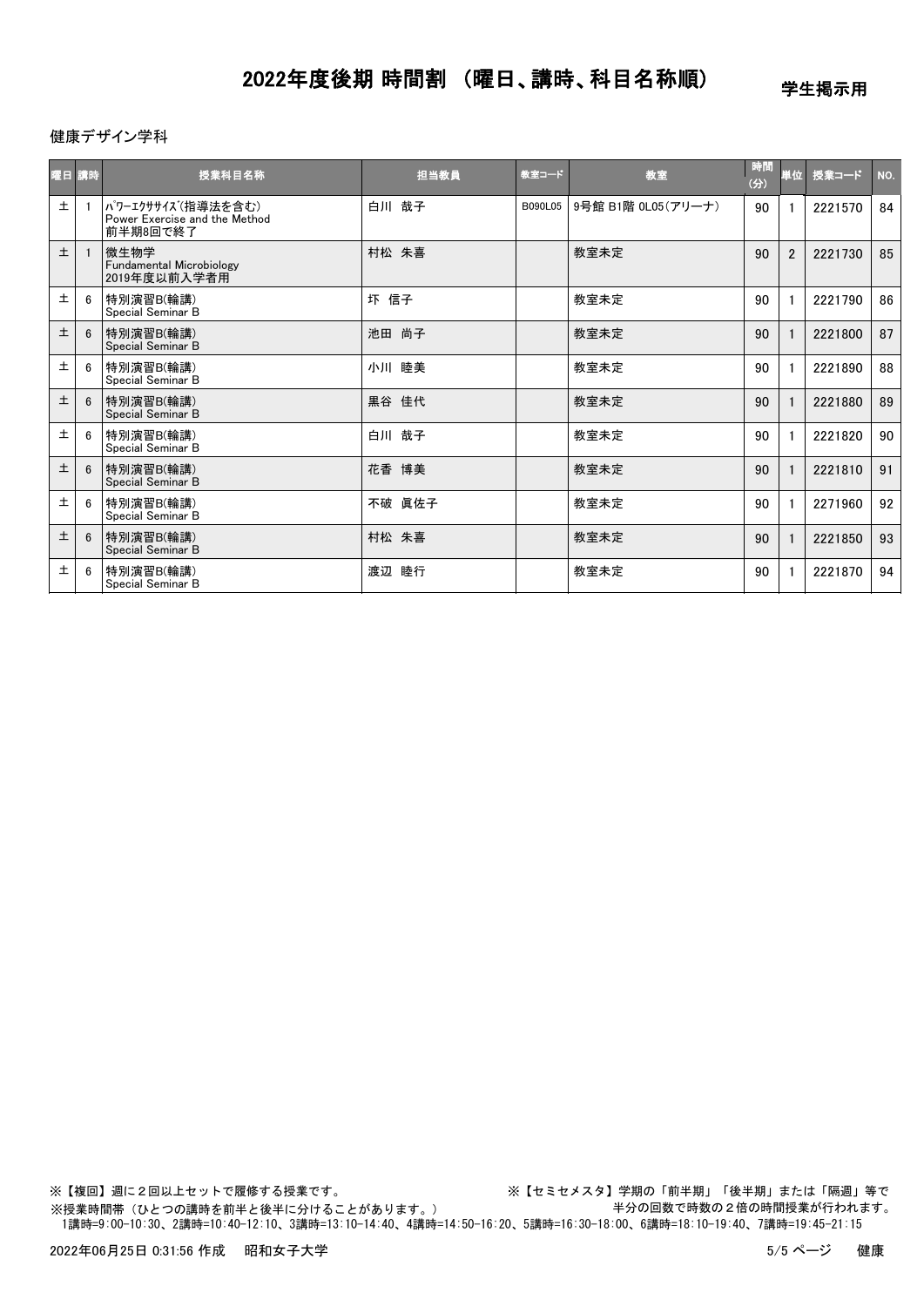# 2022年度後期 時間割 （曜日、講時、科目名称順）

学生掲示用

健康デザイン学科

| 曜日 | 講時 | 授業科目名称 | 担当教員 | 教室コード | 教室 | 時間(分) | 単位 | 授業コード | NO. |
|---|---|---|---|---|---|---|---|---|---|
| 土 | 1 | ﾊﾟﾜｰｴｸｻｻｲｽﾞ(指導法を含む)<br>Power Exercise and the Method<br>前半期8回で終了 | 白川 哉子 | B090L05 | 9号館 B1階 0L05(アリーナ) | 90 | 1 | 2221570 | 84 |
| 土 | 1 | 微生物学<br>Fundamental Microbiology<br>2019年度以前入学者用 | 村松 朱喜 | | 教室未定 | 90 | 2 | 2221730 | 85 |
| 土 | 6 | 特別演習B(輪講)<br>Special Seminar B | 圷 信子 | | 教室未定 | 90 | 1 | 2221790 | 86 |
| 土 | 6 | 特別演習B(輪講)<br>Special Seminar B | 池田 尚子 | | 教室未定 | 90 | 1 | 2221800 | 87 |
| 土 | 6 | 特別演習B(輪講)<br>Special Seminar B | 小川 睦美 | | 教室未定 | 90 | 1 | 2221890 | 88 |
| 土 | 6 | 特別演習B(輪講)<br>Special Seminar B | 黒谷 佳代 | | 教室未定 | 90 | 1 | 2221880 | 89 |
| 土 | 6 | 特別演習B(輪講)<br>Special Seminar B | 白川 哉子 | | 教室未定 | 90 | 1 | 2221820 | 90 |
| 土 | 6 | 特別演習B(輪講)<br>Special Seminar B | 花香 博美 | | 教室未定 | 90 | 1 | 2221810 | 91 |
| 土 | 6 | 特別演習B(輪講)<br>Special Seminar B | 不破 眞佐子 | | 教室未定 | 90 | 1 | 2271960 | 92 |
| 土 | 6 | 特別演習B(輪講)<br>Special Seminar B | 村松 朱喜 | | 教室未定 | 90 | 1 | 2221850 | 93 |
| 土 | 6 | 特別演習B(輪講)<br>Special Seminar B | 渡辺 睦行 | | 教室未定 | 90 | 1 | 2221870 | 94 |

※【複回】週に２回以上セットで履修する授業です。

※【セミセメスタ】学期の「前半期」「後半期」または「隔週」等で半分の回数で時数の２倍の時間授業が行われます。

※授業時間帯（ひとつの講時を前半と後半に分けることがあります。）
1講時=9:00-10:30、2講時=10:40-12:10、3講時=13:10-14:40、4講時=14:50-16:20、5講時=16:30-18:00、6講時=18:10-19:40、7講時=19:45-21:15

2022年06月25日 0:31:56 作成　昭和女子大学